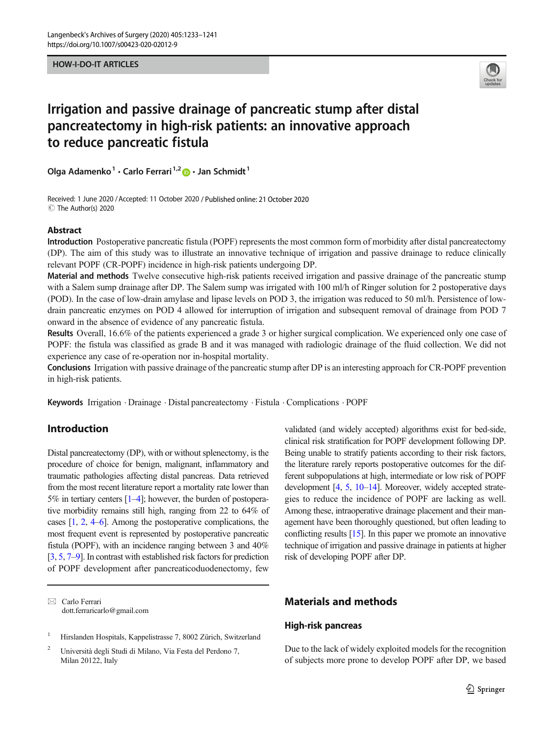HOW-I-DO-IT ARTICLES

# Irrigation and passive drainage of pancreatic stump after distal pancreatectomy in high-risk patients: an innovative approach to reduce pancreatic fistula

Olga Adamenko[1] · Carlo Ferrari[1,2] · Jan Schmidt[1]

Received: 1 June 2020 / Accepted: 11 October 2020 / Published online: 21 October 2020
© The Author(s) 2020

## Abstract

**Introduction** Postoperative pancreatic fistula (POPF) represents the most common form of morbidity after distal pancreatectomy (DP). The aim of this study was to illustrate an innovative technique of irrigation and passive drainage to reduce clinically relevant POPF (CR-POPF) incidence in high-risk patients undergoing DP.

**Material and methods** Twelve consecutive high-risk patients received irrigation and passive drainage of the pancreatic stump with a Salem sump drainage after DP. The Salem sump was irrigated with 100 ml/h of Ringer solution for 2 postoperative days (POD). In the case of low-drain amylase and lipase levels on POD 3, the irrigation was reduced to 50 ml/h. Persistence of low-drain pancreatic enzymes on POD 4 allowed for interruption of irrigation and subsequent removal of drainage from POD 7 onward in the absence of evidence of any pancreatic fistula.

**Results** Overall, 16.6% of the patients experienced a grade 3 or higher surgical complication. We experienced only one case of POPF: the fistula was classified as grade B and it was managed with radiologic drainage of the fluid collection. We did not experience any case of re-operation nor in-hospital mortality.

**Conclusions** Irrigation with passive drainage of the pancreatic stump after DP is an interesting approach for CR-POPF prevention in high-risk patients.

**Keywords** Irrigation · Drainage · Distal pancreatectomy · Fistula · Complications · POPF

## Introduction

Distal pancreatectomy (DP), with or without splenectomy, is the procedure of choice for benign, malignant, inflammatory and traumatic pathologies affecting distal pancreas. Data retrieved from the most recent literature report a mortality rate lower than 5% in tertiary centers [1–4]; however, the burden of postoperative morbidity remains still high, ranging from 22 to 64% of cases [1, 2, 4–6]. Among the postoperative complications, the most frequent event is represented by postoperative pancreatic fistula (POPF), with an incidence ranging between 3 and 40% [3, 5, 7–9]. In contrast with established risk factors for prediction of POPF development after pancreaticoduodenectomy, few validated (and widely accepted) algorithms exist for bed-side, clinical risk stratification for POPF development following DP. Being unable to stratify patients according to their risk factors, the literature rarely reports postoperative outcomes for the different subpopulations at high, intermediate or low risk of POPF development [4, 5, 10–14]. Moreover, widely accepted strategies to reduce the incidence of POPF are lacking as well. Among these, intraoperative drainage placement and their management have been thoroughly questioned, but often leading to conflicting results [15]. In this paper we promote an innovative technique of irrigation and passive drainage in patients at higher risk of developing POPF after DP.

## Materials and methods

### High-risk pancreas

Due to the lack of widely exploited models for the recognition of subjects more prone to develop POPF after DP, we based

---

✉ Carlo Ferrari
dott.ferraricarlo@gmail.com

[1] Hirslanden Hospitals, Kappelistrasse 7, 8002 Zürich, Switzerland

[2] Università degli Studi di Milano, Via Festa del Perdono 7, Milan 20122, Italy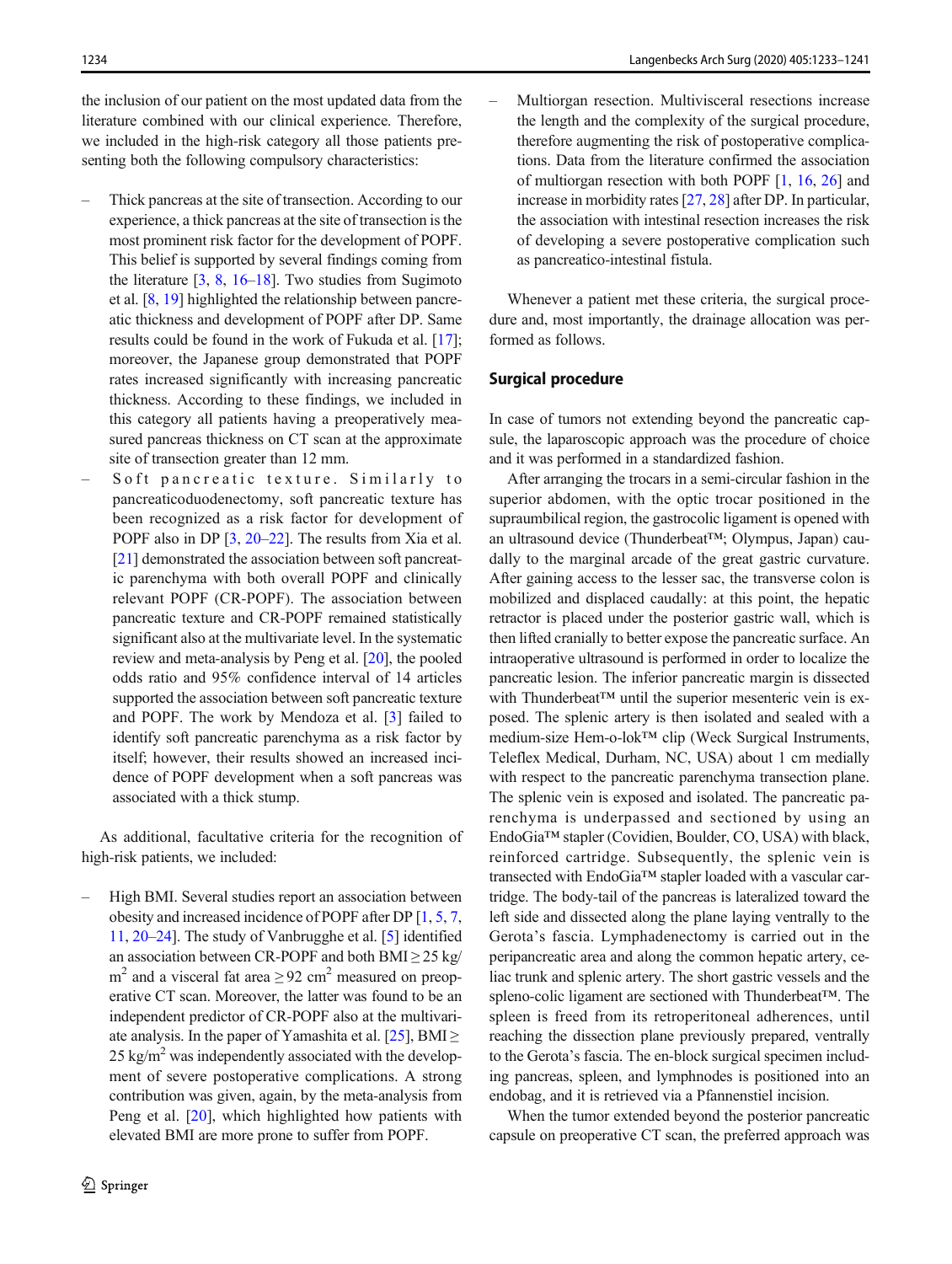the inclusion of our patient on the most updated data from the literature combined with our clinical experience. Therefore, we included in the high-risk category all those patients presenting both the following compulsory characteristics:

- Thick pancreas at the site of transection. According to our experience, a thick pancreas at the site of transection is the most prominent risk factor for the development of POPF. This belief is supported by several findings coming from the literature [3, 8, 16–18]. Two studies from Sugimoto et al. [8, 19] highlighted the relationship between pancreatic thickness and development of POPF after DP. Same results could be found in the work of Fukuda et al. [17]; moreover, the Japanese group demonstrated that POPF rates increased significantly with increasing pancreatic thickness. According to these findings, we included in this category all patients having a preoperatively measured pancreas thickness on CT scan at the approximate site of transection greater than 12 mm.
- Soft pancreatic texture. Similarly to pancreaticoduodenectomy, soft pancreatic texture has been recognized as a risk factor for development of POPF also in DP [3, 20–22]. The results from Xia et al. [21] demonstrated the association between soft pancreatic parenchyma with both overall POPF and clinically relevant POPF (CR-POPF). The association between pancreatic texture and CR-POPF remained statistically significant also at the multivariate level. In the systematic review and meta-analysis by Peng et al. [20], the pooled odds ratio and 95% confidence interval of 14 articles supported the association between soft pancreatic texture and POPF. The work by Mendoza et al. [3] failed to identify soft pancreatic parenchyma as a risk factor by itself; however, their results showed an increased incidence of POPF development when a soft pancreas was associated with a thick stump.

As additional, facultative criteria for the recognition of high-risk patients, we included:

- High BMI. Several studies report an association between obesity and increased incidence of POPF after DP [1, 5, 7, 11, 20–24]. The study of Vanbrugghe et al. [5] identified an association between CR-POPF and both BMI ≥ 25 kg/m$^2$ and a visceral fat area ≥ 92 cm$^2$ measured on preoperative CT scan. Moreover, the latter was found to be an independent predictor of CR-POPF also at the multivariate analysis. In the paper of Yamashita et al. [25], BMI ≥ 25 kg/m$^2$ was independently associated with the development of severe postoperative complications. A strong contribution was given, again, by the meta-analysis from Peng et al. [20], which highlighted how patients with elevated BMI are more prone to suffer from POPF.
- Multiorgan resection. Multivisceral resections increase the length and the complexity of the surgical procedure, therefore augmenting the risk of postoperative complications. Data from the literature confirmed the association of multiorgan resection with both POPF [1, 16, 26] and increase in morbidity rates [27, 28] after DP. In particular, the association with intestinal resection increases the risk of developing a severe postoperative complication such as pancreatico-intestinal fistula.

Whenever a patient met these criteria, the surgical procedure and, most importantly, the drainage allocation was performed as follows.

## Surgical procedure

In case of tumors not extending beyond the pancreatic capsule, the laparoscopic approach was the procedure of choice and it was performed in a standardized fashion.

After arranging the trocars in a semi-circular fashion in the superior abdomen, with the optic trocar positioned in the supraumbilical region, the gastrocolic ligament is opened with an ultrasound device (Thunderbeat™; Olympus, Japan) caudally to the marginal arcade of the great gastric curvature. After gaining access to the lesser sac, the transverse colon is mobilized and displaced caudally: at this point, the hepatic retractor is placed under the posterior gastric wall, which is then lifted cranially to better expose the pancreatic surface. An intraoperative ultrasound is performed in order to localize the pancreatic lesion. The inferior pancreatic margin is dissected with Thunderbeat™ until the superior mesenteric vein is exposed. The splenic artery is then isolated and sealed with a medium-size Hem-o-lok™ clip (Weck Surgical Instruments, Teleflex Medical, Durham, NC, USA) about 1 cm medially with respect to the pancreatic parenchyma transection plane. The splenic vein is exposed and isolated. The pancreatic parenchyma is underpassed and sectioned by using an EndoGia™ stapler (Covidien, Boulder, CO, USA) with black, reinforced cartridge. Subsequently, the splenic vein is transected with EndoGia™ stapler loaded with a vascular cartridge. The body-tail of the pancreas is lateralized toward the left side and dissected along the plane laying ventrally to the Gerota's fascia. Lymphadenectomy is carried out in the peripancreatic area and along the common hepatic artery, celiac trunk and splenic artery. The short gastric vessels and the spleno-colic ligament are sectioned with Thunderbeat™. The spleen is freed from its retroperitoneal adherences, until reaching the dissection plane previously prepared, ventrally to the Gerota's fascia. The en-block surgical specimen including pancreas, spleen, and lymphnodes is positioned into an endobag, and it is retrieved via a Pfannenstiel incision.

When the tumor extended beyond the posterior pancreatic capsule on preoperative CT scan, the preferred approach was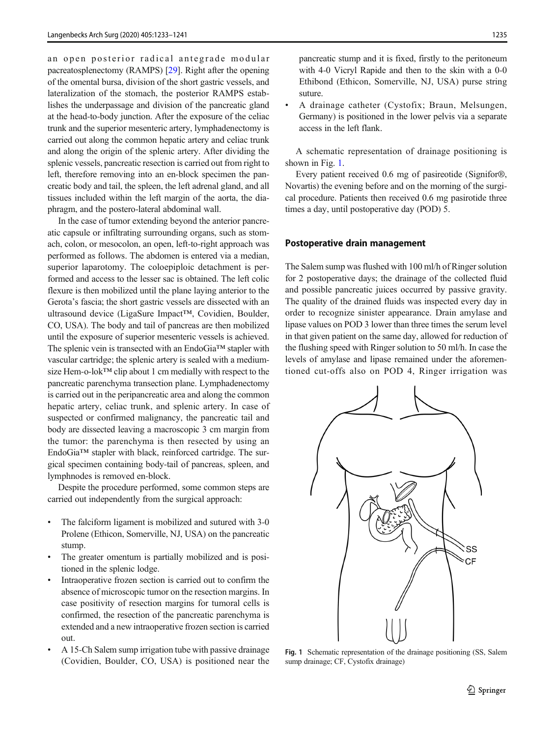an open posterior radical antegrade modular pacreatosplenectomy (RAMPS) [29]. Right after the opening of the omental bursa, division of the short gastric vessels, and lateralization of the stomach, the posterior RAMPS establishes the underpassage and division of the pancreatic gland at the head-to-body junction. After the exposure of the celiac trunk and the superior mesenteric artery, lymphadenectomy is carried out along the common hepatic artery and celiac trunk and along the origin of the splenic artery. After dividing the splenic vessels, pancreatic resection is carried out from right to left, therefore removing into an en-block specimen the pancreatic body and tail, the spleen, the left adrenal gland, and all tissues included within the left margin of the aorta, the diaphragm, and the postero-lateral abdominal wall.

In the case of tumor extending beyond the anterior pancreatic capsule or infiltrating surrounding organs, such as stomach, colon, or mesocolon, an open, left-to-right approach was performed as follows. The abdomen is entered via a median, superior laparotomy. The coloepiploic detachment is performed and access to the lesser sac is obtained. The left colic flexure is then mobilized until the plane laying anterior to the Gerota's fascia; the short gastric vessels are dissected with an ultrasound device (LigaSure Impact™, Covidien, Boulder, CO, USA). The body and tail of pancreas are then mobilized until the exposure of superior mesenteric vessels is achieved. The splenic vein is transected with an EndoGia™ stapler with vascular cartridge; the splenic artery is sealed with a medium-size Hem-o-lok™ clip about 1 cm medially with respect to the pancreatic parenchyma transection plane. Lymphadenectomy is carried out in the peripancreatic area and along the common hepatic artery, celiac trunk, and splenic artery. In case of suspected or confirmed malignancy, the pancreatic tail and body are dissected leaving a macroscopic 3 cm margin from the tumor: the parenchyma is then resected by using an EndoGia™ stapler with black, reinforced cartridge. The surgical specimen containing body-tail of pancreas, spleen, and lymphnodes is removed en-block.

Despite the procedure performed, some common steps are carried out independently from the surgical approach:

- The falciform ligament is mobilized and sutured with 3-0 Prolene (Ethicon, Somerville, NJ, USA) on the pancreatic stump.
- The greater omentum is partially mobilized and is positioned in the splenic lodge.
- Intraoperative frozen section is carried out to confirm the absence of microscopic tumor on the resection margins. In case positivity of resection margins for tumoral cells is confirmed, the resection of the pancreatic parenchyma is extended and a new intraoperative frozen section is carried out.
- A 15-Ch Salem sump irrigation tube with passive drainage (Covidien, Boulder, CO, USA) is positioned near the pancreatic stump and it is fixed, firstly to the peritoneum with 4-0 Vicryl Rapide and then to the skin with a 0-0 Ethibond (Ethicon, Somerville, NJ, USA) purse string suture.
- A drainage catheter (Cystofix; Braun, Melsungen, Germany) is positioned in the lower pelvis via a separate access in the left flank.

A schematic representation of drainage positioning is shown in Fig. 1.

Every patient received 0.6 mg of pasireotide (Signifor®, Novartis) the evening before and on the morning of the surgical procedure. Patients then received 0.6 mg pasirotide three times a day, until postoperative day (POD) 5.

## Postoperative drain management

The Salem sump was flushed with 100 ml/h of Ringer solution for 2 postoperative days; the drainage of the collected fluid and possible pancreatic juices occurred by passive gravity. The quality of the drained fluids was inspected every day in order to recognize sinister appearance. Drain amylase and lipase values on POD 3 lower than three times the serum level in that given patient on the same day, allowed for reduction of the flushing speed with Ringer solution to 50 ml/h. In case the levels of amylase and lipase remained under the aforementioned cut-offs also on POD 4, Ringer irrigation was

Fig. 1 Schematic representation of the drainage positioning (SS, Salem sump drainage; CF, Cystofix drainage)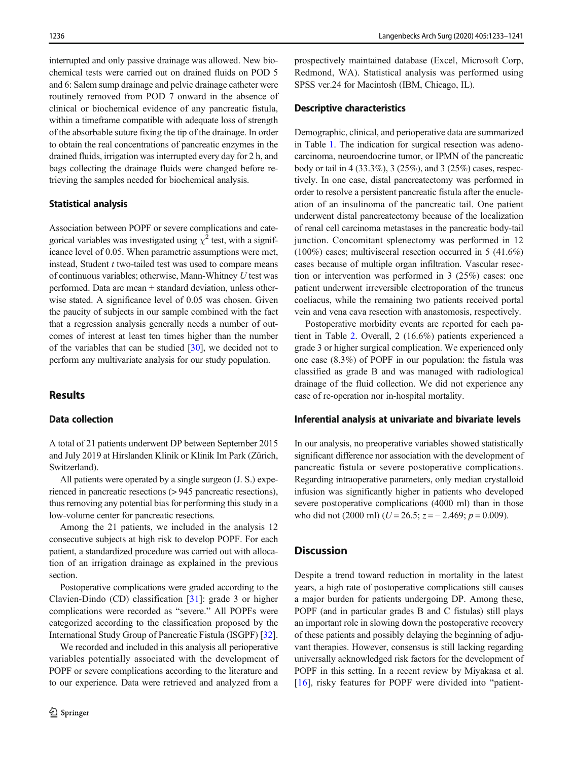interrupted and only passive drainage was allowed. New biochemical tests were carried out on drained fluids on POD 5 and 6: Salem sump drainage and pelvic drainage catheter were routinely removed from POD 7 onward in the absence of clinical or biochemical evidence of any pancreatic fistula, within a timeframe compatible with adequate loss of strength of the absorbable suture fixing the tip of the drainage. In order to obtain the real concentrations of pancreatic enzymes in the drained fluids, irrigation was interrupted every day for 2 h, and bags collecting the drainage fluids were changed before retrieving the samples needed for biochemical analysis.

### Statistical analysis

Association between POPF or severe complications and categorical variables was investigated using $\chi^2$ test, with a significance level of 0.05. When parametric assumptions were met, instead, Student *t* two-tailed test was used to compare means of continuous variables; otherwise, Mann-Whitney *U* test was performed. Data are mean ± standard deviation, unless otherwise stated. A significance level of 0.05 was chosen. Given the paucity of subjects in our sample combined with the fact that a regression analysis generally needs a number of outcomes of interest at least ten times higher than the number of the variables that can be studied [30], we decided not to perform any multivariate analysis for our study population.

## Results

### Data collection

A total of 21 patients underwent DP between September 2015 and July 2019 at Hirslanden Klinik or Klinik Im Park (Zürich, Switzerland).

All patients were operated by a single surgeon (J. S.) experienced in pancreatic resections (> 945 pancreatic resections), thus removing any potential bias for performing this study in a low-volume center for pancreatic resections.

Among the 21 patients, we included in the analysis 12 consecutive subjects at high risk to develop POPF. For each patient, a standardized procedure was carried out with allocation of an irrigation drainage as explained in the previous section.

Postoperative complications were graded according to the Clavien-Dindo (CD) classification [31]: grade 3 or higher complications were recorded as "severe." All POPFs were categorized according to the classification proposed by the International Study Group of Pancreatic Fistula (ISGPF) [32].

We recorded and included in this analysis all perioperative variables potentially associated with the development of POPF or severe complications according to the literature and to our experience. Data were retrieved and analyzed from a prospectively maintained database (Excel, Microsoft Corp, Redmond, WA). Statistical analysis was performed using SPSS ver.24 for Macintosh (IBM, Chicago, IL).

### Descriptive characteristics

Demographic, clinical, and perioperative data are summarized in Table 1. The indication for surgical resection was adenocarcinoma, neuroendocrine tumor, or IPMN of the pancreatic body or tail in 4 (33.3%), 3 (25%), and 3 (25%) cases, respectively. In one case, distal pancreatectomy was performed in order to resolve a persistent pancreatic fistula after the enucleation of an insulinoma of the pancreatic tail. One patient underwent distal pancreatectomy because of the localization of renal cell carcinoma metastases in the pancreatic body-tail junction. Concomitant splenectomy was performed in 12 (100%) cases; multivisceral resection occurred in 5 (41.6%) cases because of multiple organ infiltration. Vascular resection or intervention was performed in 3 (25%) cases: one patient underwent irreversible electroporation of the truncus coeliacus, while the remaining two patients received portal vein and vena cava resection with anastomosis, respectively.

Postoperative morbidity events are reported for each patient in Table 2. Overall, 2 (16.6%) patients experienced a grade 3 or higher surgical complication. We experienced only one case (8.3%) of POPF in our population: the fistula was classified as grade B and was managed with radiological drainage of the fluid collection. We did not experience any case of re-operation nor in-hospital mortality.

### Inferential analysis at univariate and bivariate levels

In our analysis, no preoperative variables showed statistically significant difference nor association with the development of pancreatic fistula or severe postoperative complications. Regarding intraoperative parameters, only median crystalloid infusion was significantly higher in patients who developed severe postoperative complications (4000 ml) than in those who did not (2000 ml) ($U = 26.5$; $z = -2.469$; $p = 0.009$).

## Discussion

Despite a trend toward reduction in mortality in the latest years, a high rate of postoperative complications still causes a major burden for patients undergoing DP. Among these, POPF (and in particular grades B and C fistulas) still plays an important role in slowing down the postoperative recovery of these patients and possibly delaying the beginning of adjuvant therapies. However, consensus is still lacking regarding universally acknowledged risk factors for the development of POPF in this setting. In a recent review by Miyakasa et al. [16], risky features for POPF were divided into "patient-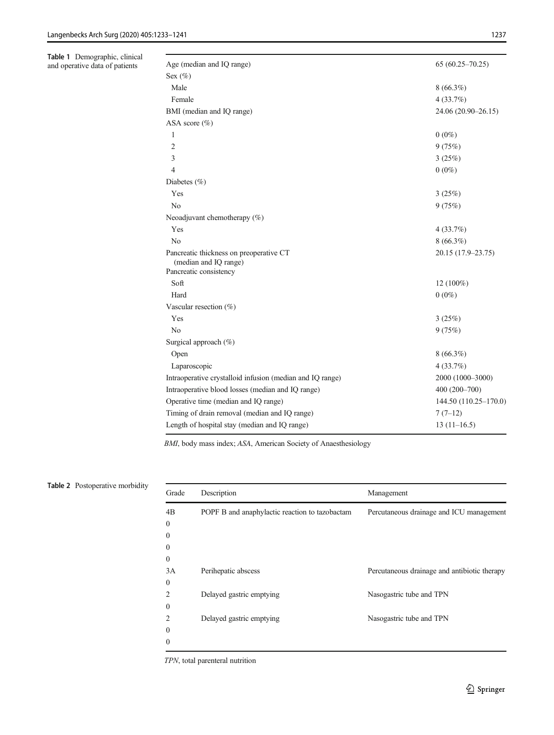**Table 1** Demographic, clinical and operative data of patients

| | |
|---|---|
| Age (median and IQ range) | 65 (60.25–70.25) |
| Sex (%) | |
| Male | 8 (66.3%) |
| Female | 4 (33.7%) |
| BMI (median and IQ range) | 24.06 (20.90–26.15) |
| ASA score (%) | |
| 1 | 0 (0%) |
| 2 | 9 (75%) |
| 3 | 3 (25%) |
| 4 | 0 (0%) |
| Diabetes (%) | |
| Yes | 3 (25%) |
| No | 9 (75%) |
| Neoadjuvant chemotherapy (%) | |
| Yes | 4 (33.7%) |
| No | 8 (66.3%) |
| Pancreatic thickness on preoperative CT (median and IQ range) | 20.15 (17.9–23.75) |
| Pancreatic consistency | |
| Soft | 12 (100%) |
| Hard | 0 (0%) |
| Vascular resection (%) | |
| Yes | 3 (25%) |
| No | 9 (75%) |
| Surgical approach (%) | |
| Open | 8 (66.3%) |
| Laparoscopic | 4 (33.7%) |
| Intraoperative crystalloid infusion (median and IQ range) | 2000 (1000–3000) |
| Intraoperative blood losses (median and IQ range) | 400 (200–700) |
| Operative time (median and IQ range) | 144.50 (110.25–170.0) |
| Timing of drain removal (median and IQ range) | 7 (7–12) |
| Length of hospital stay (median and IQ range) | 13 (11–16.5) |

*BMI*, body mass index; *ASA*, American Society of Anaesthesiology

**Table 2** Postoperative morbidity

| Grade | Description | Management |
|---|---|---|
| 4B | POPF B and anaphylactic reaction to tazobactam | Percutaneous drainage and ICU management |
| 0 | | |
| 0 | | |
| 0 | | |
| 0 | | |
| 3A | Perihepatic abscess | Percutaneous drainage and antibiotic therapy |
| 0 | | |
| 2 | Delayed gastric emptying | Nasogastric tube and TPN |
| 0 | | |
| 2 | Delayed gastric emptying | Nasogastric tube and TPN |
| 0 | | |
| 0 | | |

*TPN*, total parenteral nutrition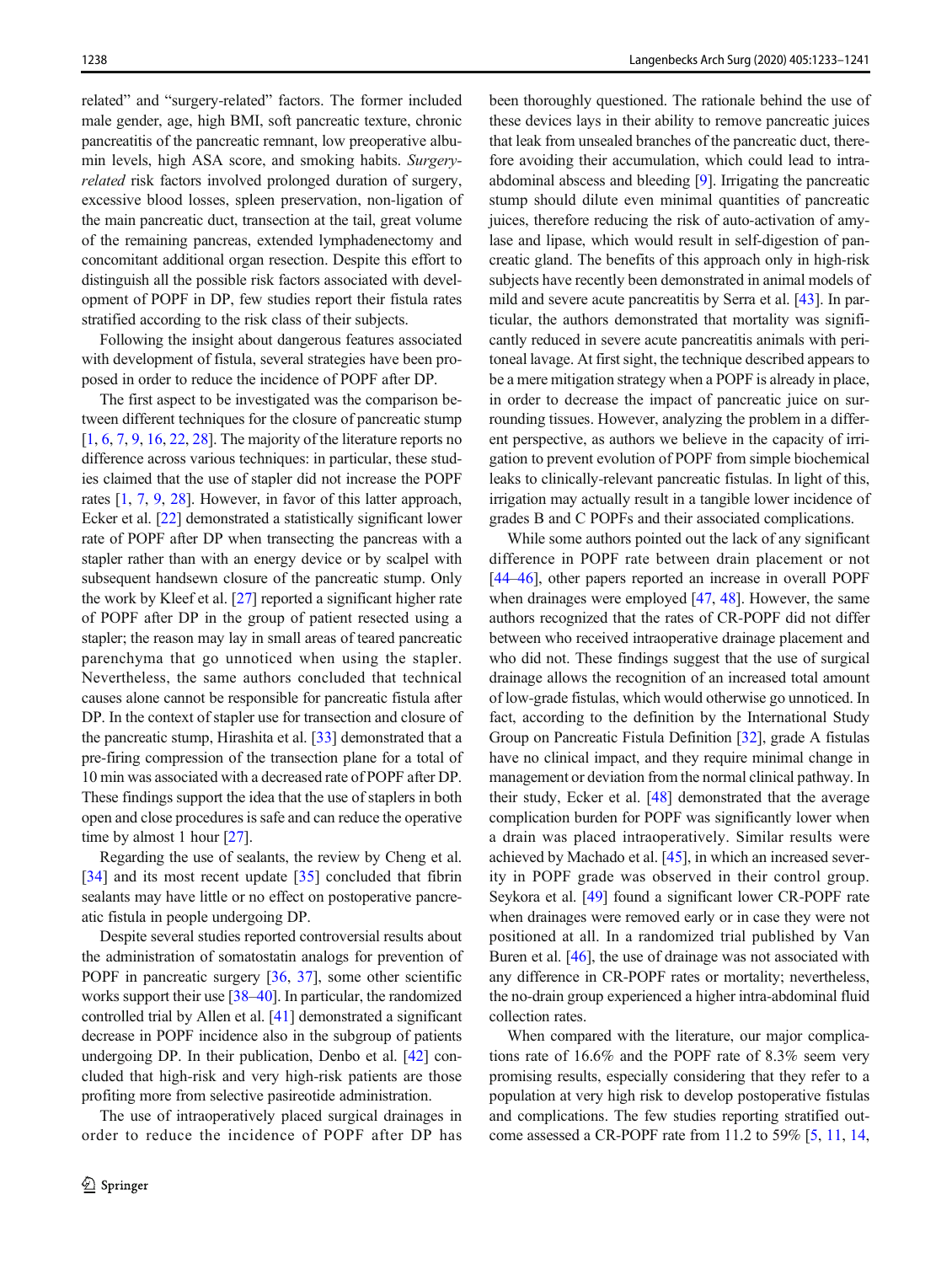related" and "surgery-related" factors. The former included male gender, age, high BMI, soft pancreatic texture, chronic pancreatitis of the pancreatic remnant, low preoperative albumin levels, high ASA score, and smoking habits. *Surgery-related* risk factors involved prolonged duration of surgery, excessive blood losses, spleen preservation, non-ligation of the main pancreatic duct, transection at the tail, great volume of the remaining pancreas, extended lymphadenectomy and concomitant additional organ resection. Despite this effort to distinguish all the possible risk factors associated with development of POPF in DP, few studies report their fistula rates stratified according to the risk class of their subjects.

Following the insight about dangerous features associated with development of fistula, several strategies have been proposed in order to reduce the incidence of POPF after DP.

The first aspect to be investigated was the comparison between different techniques for the closure of pancreatic stump [1, 6, 7, 9, 16, 22, 28]. The majority of the literature reports no difference across various techniques: in particular, these studies claimed that the use of stapler did not increase the POPF rates [1, 7, 9, 28]. However, in favor of this latter approach, Ecker et al. [22] demonstrated a statistically significant lower rate of POPF after DP when transecting the pancreas with a stapler rather than with an energy device or by scalpel with subsequent handsewn closure of the pancreatic stump. Only the work by Kleef et al. [27] reported a significant higher rate of POPF after DP in the group of patient resected using a stapler; the reason may lay in small areas of teared pancreatic parenchyma that go unnoticed when using the stapler. Nevertheless, the same authors concluded that technical causes alone cannot be responsible for pancreatic fistula after DP. In the context of stapler use for transection and closure of the pancreatic stump, Hirashita et al. [33] demonstrated that a pre-firing compression of the transection plane for a total of 10 min was associated with a decreased rate of POPF after DP. These findings support the idea that the use of staplers in both open and close procedures is safe and can reduce the operative time by almost 1 hour [27].

Regarding the use of sealants, the review by Cheng et al. [34] and its most recent update [35] concluded that fibrin sealants may have little or no effect on postoperative pancreatic fistula in people undergoing DP.

Despite several studies reported controversial results about the administration of somatostatin analogs for prevention of POPF in pancreatic surgery [36, 37], some other scientific works support their use [38–40]. In particular, the randomized controlled trial by Allen et al. [41] demonstrated a significant decrease in POPF incidence also in the subgroup of patients undergoing DP. In their publication, Denbo et al. [42] concluded that high-risk and very high-risk patients are those profiting more from selective pasireotide administration.

The use of intraoperatively placed surgical drainages in order to reduce the incidence of POPF after DP has been thoroughly questioned. The rationale behind the use of these devices lays in their ability to remove pancreatic juices that leak from unsealed branches of the pancreatic duct, therefore avoiding their accumulation, which could lead to intra-abdominal abscess and bleeding [9]. Irrigating the pancreatic stump should dilute even minimal quantities of pancreatic juices, therefore reducing the risk of auto-activation of amylase and lipase, which would result in self-digestion of pancreatic gland. The benefits of this approach only in high-risk subjects have recently been demonstrated in animal models of mild and severe acute pancreatitis by Serra et al. [43]. In particular, the authors demonstrated that mortality was significantly reduced in severe acute pancreatitis animals with peritoneal lavage. At first sight, the technique described appears to be a mere mitigation strategy when a POPF is already in place, in order to decrease the impact of pancreatic juice on surrounding tissues. However, analyzing the problem in a different perspective, as authors we believe in the capacity of irrigation to prevent evolution of POPF from simple biochemical leaks to clinically-relevant pancreatic fistulas. In light of this, irrigation may actually result in a tangible lower incidence of grades B and C POPFs and their associated complications.

While some authors pointed out the lack of any significant difference in POPF rate between drain placement or not [44–46], other papers reported an increase in overall POPF when drainages were employed [47, 48]. However, the same authors recognized that the rates of CR-POPF did not differ between who received intraoperative drainage placement and who did not. These findings suggest that the use of surgical drainage allows the recognition of an increased total amount of low-grade fistulas, which would otherwise go unnoticed. In fact, according to the definition by the International Study Group on Pancreatic Fistula Definition [32], grade A fistulas have no clinical impact, and they require minimal change in management or deviation from the normal clinical pathway. In their study, Ecker et al. [48] demonstrated that the average complication burden for POPF was significantly lower when a drain was placed intraoperatively. Similar results were achieved by Machado et al. [45], in which an increased severity in POPF grade was observed in their control group. Seykora et al. [49] found a significant lower CR-POPF rate when drainages were removed early or in case they were not positioned at all. In a randomized trial published by Van Buren et al. [46], the use of drainage was not associated with any difference in CR-POPF rates or mortality; nevertheless, the no-drain group experienced a higher intra-abdominal fluid collection rates.

When compared with the literature, our major complications rate of 16.6% and the POPF rate of 8.3% seem very promising results, especially considering that they refer to a population at very high risk to develop postoperative fistulas and complications. The few studies reporting stratified outcome assessed a CR-POPF rate from 11.2 to 59% [5, 11, 14,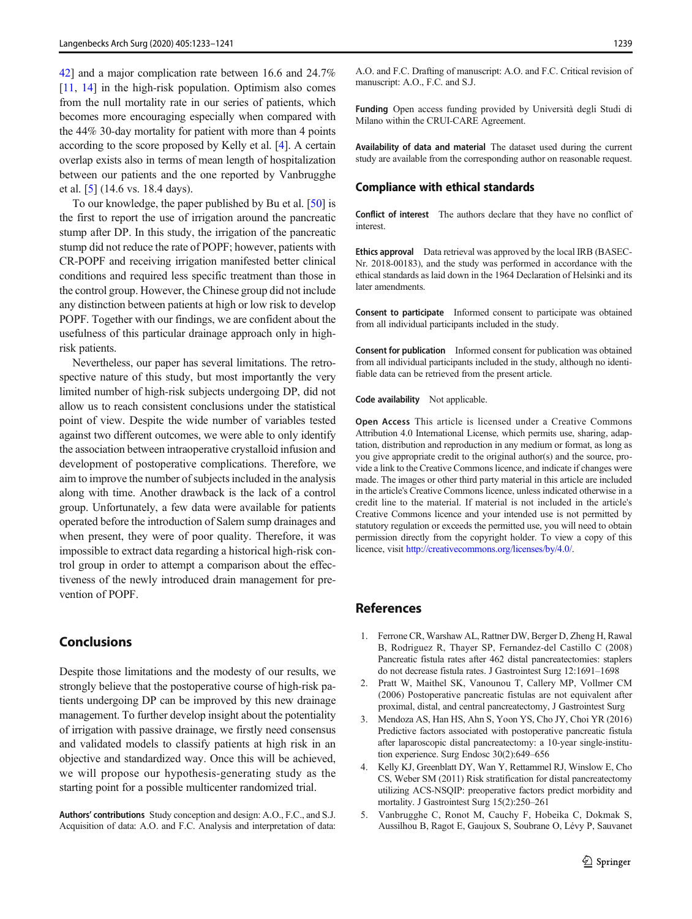42] and a major complication rate between 16.6 and 24.7% [11, 14] in the high-risk population. Optimism also comes from the null mortality rate in our series of patients, which becomes more encouraging especially when compared with the 44% 30-day mortality for patient with more than 4 points according to the score proposed by Kelly et al. [4]. A certain overlap exists also in terms of mean length of hospitalization between our patients and the one reported by Vanbrugghe et al. [5] (14.6 vs. 18.4 days).

To our knowledge, the paper published by Bu et al. [50] is the first to report the use of irrigation around the pancreatic stump after DP. In this study, the irrigation of the pancreatic stump did not reduce the rate of POPF; however, patients with CR-POPF and receiving irrigation manifested better clinical conditions and required less specific treatment than those in the control group. However, the Chinese group did not include any distinction between patients at high or low risk to develop POPF. Together with our findings, we are confident about the usefulness of this particular drainage approach only in high-risk patients.

Nevertheless, our paper has several limitations. The retrospective nature of this study, but most importantly the very limited number of high-risk subjects undergoing DP, did not allow us to reach consistent conclusions under the statistical point of view. Despite the wide number of variables tested against two different outcomes, we were able to only identify the association between intraoperative crystalloid infusion and development of postoperative complications. Therefore, we aim to improve the number of subjects included in the analysis along with time. Another drawback is the lack of a control group. Unfortunately, a few data were available for patients operated before the introduction of Salem sump drainages and when present, they were of poor quality. Therefore, it was impossible to extract data regarding a historical high-risk control group in order to attempt a comparison about the effectiveness of the newly introduced drain management for prevention of POPF.

## Conclusions

Despite those limitations and the modesty of our results, we strongly believe that the postoperative course of high-risk patients undergoing DP can be improved by this new drainage management. To further develop insight about the potentiality of irrigation with passive drainage, we firstly need consensus and validated models to classify patients at high risk in an objective and standardized way. Once this will be achieved, we will propose our hypothesis-generating study as the starting point for a possible multicenter randomized trial.

**Authors' contributions** Study conception and design: A.O., F.C., and S.J. Acquisition of data: A.O. and F.C. Analysis and interpretation of data: A.O. and F.C. Drafting of manuscript: A.O. and F.C. Critical revision of manuscript: A.O., F.C. and S.J.

**Funding** Open access funding provided by Università degli Studi di Milano within the CRUI-CARE Agreement.

**Availability of data and material** The dataset used during the current study are available from the corresponding author on reasonable request.

### Compliance with ethical standards

**Conflict of interest** The authors declare that they have no conflict of interest.

**Ethics approval** Data retrieval was approved by the local IRB (BASEC-Nr. 2018-00183), and the study was performed in accordance with the ethical standards as laid down in the 1964 Declaration of Helsinki and its later amendments.

**Consent to participate** Informed consent to participate was obtained from all individual participants included in the study.

**Consent for publication** Informed consent for publication was obtained from all individual participants included in the study, although no identifiable data can be retrieved from the present article.

**Code availability** Not applicable.

**Open Access** This article is licensed under a Creative Commons Attribution 4.0 International License, which permits use, sharing, adaptation, distribution and reproduction in any medium or format, as long as you give appropriate credit to the original author(s) and the source, provide a link to the Creative Commons licence, and indicate if changes were made. The images or other third party material in this article are included in the article's Creative Commons licence, unless indicated otherwise in a credit line to the material. If material is not included in the article's Creative Commons licence and your intended use is not permitted by statutory regulation or exceeds the permitted use, you will need to obtain permission directly from the copyright holder. To view a copy of this licence, visit http://creativecommons.org/licenses/by/4.0/.

## References

1. Ferrone CR, Warshaw AL, Rattner DW, Berger D, Zheng H, Rawal B, Rodriguez R, Thayer SP, Fernandez-del Castillo C (2008) Pancreatic fistula rates after 462 distal pancreatectomies: staplers do not decrease fistula rates. J Gastrointest Surg 12:1691–1698
2. Pratt W, Maithel SK, Vanounou T, Callery MP, Vollmer CM (2006) Postoperative pancreatic fistulas are not equivalent after proximal, distal, and central pancreatectomy, J Gastrointest Surg
3. Mendoza AS, Han HS, Ahn S, Yoon YS, Cho JY, Choi YR (2016) Predictive factors associated with postoperative pancreatic fistula after laparoscopic distal pancreatectomy: a 10-year single-institution experience. Surg Endosc 30(2):649–656
4. Kelly KJ, Greenblatt DY, Wan Y, Rettammel RJ, Winslow E, Cho CS, Weber SM (2011) Risk stratification for distal pancreatectomy utilizing ACS-NSQIP: preoperative factors predict morbidity and mortality. J Gastrointest Surg 15(2):250–261
5. Vanbrugghe C, Ronot M, Cauchy F, Hobeika C, Dokmak S, Aussilhou B, Ragot E, Gaujoux S, Soubrane O, Lévy P, Sauvanet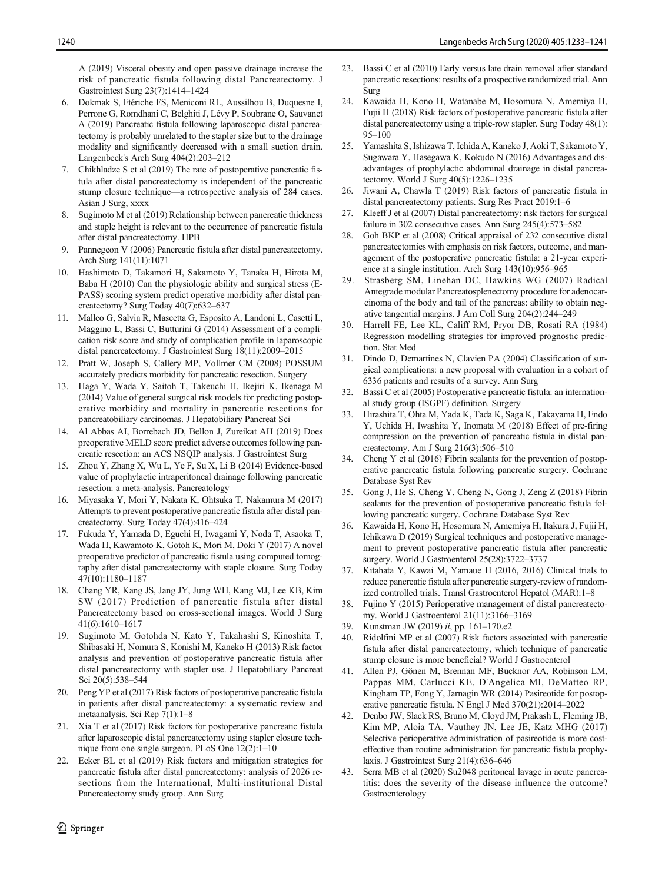A (2019) Visceral obesity and open passive drainage increase the risk of pancreatic fistula following distal Pancreatectomy. J Gastrointest Surg 23(7):1414–1424

6. Dokmak S, Ftériche FS, Meniconi RL, Aussilhou B, Duquesne I, Perrone G, Romdhani C, Belghiti J, Lévy P, Soubrane O, Sauvanet A (2019) Pancreatic fistula following laparoscopic distal pancreatectomy is probably unrelated to the stapler size but to the drainage modality and significantly decreased with a small suction drain. Langenbeck's Arch Surg 404(2):203–212
7. Chikhladze S et al (2019) The rate of postoperative pancreatic fistula after distal pancreatectomy is independent of the pancreatic stump closure technique—a retrospective analysis of 284 cases. Asian J Surg, xxxx
8. Sugimoto M et al (2019) Relationship between pancreatic thickness and staple height is relevant to the occurrence of pancreatic fistula after distal pancreatectomy. HPB
9. Pannegeon V (2006) Pancreatic fistula after distal pancreatectomy. Arch Surg 141(11):1071
10. Hashimoto D, Takamori H, Sakamoto Y, Tanaka H, Hirota M, Baba H (2010) Can the physiologic ability and surgical stress (E-PASS) scoring system predict operative morbidity after distal pancreatectomy? Surg Today 40(7):632–637
11. Malleo G, Salvia R, Mascetta G, Esposito A, Landoni L, Casetti L, Maggino L, Bassi C, Butturini G (2014) Assessment of a complication risk score and study of complication profile in laparoscopic distal pancreatectomy. J Gastrointest Surg 18(11):2009–2015
12. Pratt W, Joseph S, Callery MP, Vollmer CM (2008) POSSUM accurately predicts morbidity for pancreatic resection. Surgery
13. Haga Y, Wada Y, Saitoh T, Takeuchi H, Ikejiri K, Ikenaga M (2014) Value of general surgical risk models for predicting postoperative morbidity and mortality in pancreatic resections for pancreatobiliary carcinomas. J Hepatobiliary Pancreat Sci
14. Al Abbas AI, Borrebach JD, Bellon J, Zureikat AH (2019) Does preoperative MELD score predict adverse outcomes following pancreatic resection: an ACS NSQIP analysis. J Gastrointest Surg
15. Zhou Y, Zhang X, Wu L, Ye F, Su X, Li B (2014) Evidence-based value of prophylactic intraperitoneal drainage following pancreatic resection: a meta-analysis. Pancreatology
16. Miyasaka Y, Mori Y, Nakata K, Ohtsuka T, Nakamura M (2017) Attempts to prevent postoperative pancreatic fistula after distal pancreatectomy. Surg Today 47(4):416–424
17. Fukuda Y, Yamada D, Eguchi H, Iwagami Y, Noda T, Asaoka T, Wada H, Kawamoto K, Gotoh K, Mori M, Doki Y (2017) A novel preoperative predictor of pancreatic fistula using computed tomography after distal pancreatectomy with staple closure. Surg Today 47(10):1180–1187
18. Chang YR, Kang JS, Jang JY, Jung WH, Kang MJ, Lee KB, Kim SW (2017) Prediction of pancreatic fistula after distal Pancreatectomy based on cross-sectional images. World J Surg 41(6):1610–1617
19. Sugimoto M, Gotohda N, Kato Y, Takahashi S, Kinoshita T, Shibasaki H, Nomura S, Konishi M, Kaneko H (2013) Risk factor analysis and prevention of postoperative pancreatic fistula after distal pancreatectomy with stapler use. J Hepatobiliary Pancreat Sci 20(5):538–544
20. Peng YP et al (2017) Risk factors of postoperative pancreatic fistula in patients after distal pancreatectomy: a systematic review and metaanalysis. Sci Rep 7(1):1–8
21. Xia T et al (2017) Risk factors for postoperative pancreatic fistula after laparoscopic distal pancreatectomy using stapler closure technique from one single surgeon. PLoS One 12(2):1–10
22. Ecker BL et al (2019) Risk factors and mitigation strategies for pancreatic fistula after distal pancreatectomy: analysis of 2026 resections from the International, Multi-institutional Distal Pancreatectomy study group. Ann Surg
23. Bassi C et al (2010) Early versus late drain removal after standard pancreatic resections: results of a prospective randomized trial. Ann Surg
24. Kawaida H, Kono H, Watanabe M, Hosomura N, Amemiya H, Fujii H (2018) Risk factors of postoperative pancreatic fistula after distal pancreatectomy using a triple-row stapler. Surg Today 48(1): 95–100
25. Yamashita S, Ishizawa T, Ichida A, Kaneko J, Aoki T, Sakamoto Y, Sugawara Y, Hasegawa K, Kokudo N (2016) Advantages and disadvantages of prophylactic abdominal drainage in distal pancreatectomy. World J Surg 40(5):1226–1235
26. Jiwani A, Chawla T (2019) Risk factors of pancreatic fistula in distal pancreatectomy patients. Surg Res Pract 2019:1–6
27. Kleeff J et al (2007) Distal pancreatectomy: risk factors for surgical failure in 302 consecutive cases. Ann Surg 245(4):573–582
28. Goh BKP et al (2008) Critical appraisal of 232 consecutive distal pancreatectomies with emphasis on risk factors, outcome, and management of the postoperative pancreatic fistula: a 21-year experience at a single institution. Arch Surg 143(10):956–965
29. Strasberg SM, Linehan DC, Hawkins WG (2007) Radical Antegrade modular Pancreatosplenectomy procedure for adenocarcinoma of the body and tail of the pancreas: ability to obtain negative tangential margins. J Am Coll Surg 204(2):244–249
30. Harrell FE, Lee KL, Califf RM, Pryor DB, Rosati RA (1984) Regression modelling strategies for improved prognostic prediction. Stat Med
31. Dindo D, Demartines N, Clavien PA (2004) Classification of surgical complications: a new proposal with evaluation in a cohort of 6336 patients and results of a survey. Ann Surg
32. Bassi C et al (2005) Postoperative pancreatic fistula: an international study group (ISGPF) definition. Surgery
33. Hirashita T, Ohta M, Yada K, Tada K, Saga K, Takayama H, Endo Y, Uchida H, Iwashita Y, Inomata M (2018) Effect of pre-firing compression on the prevention of pancreatic fistula in distal pancreatectomy. Am J Surg 216(3):506–510
34. Cheng Y et al (2016) Fibrin sealants for the prevention of postoperative pancreatic fistula following pancreatic surgery. Cochrane Database Syst Rev
35. Gong J, He S, Cheng Y, Cheng N, Gong J, Zeng Z (2018) Fibrin sealants for the prevention of postoperative pancreatic fistula following pancreatic surgery. Cochrane Database Syst Rev
36. Kawaida H, Kono H, Hosomura N, Amemiya H, Itakura J, Fujii H, Ichikawa D (2019) Surgical techniques and postoperative management to prevent postoperative pancreatic fistula after pancreatic surgery. World J Gastroenterol 25(28):3722–3737
37. Kitahata Y, Kawai M, Yamaue H (2016, 2016) Clinical trials to reduce pancreatic fistula after pancreatic surgery-review of randomized controlled trials. Transl Gastroenterol Hepatol (MAR):1–8
38. Fujino Y (2015) Perioperative management of distal pancreatectomy. World J Gastroenterol 21(11):3166–3169
39. Kunstman JW (2019) *ii*, pp. 161–170.e2
40. Ridolfini MP et al (2007) Risk factors associated with pancreatic fistula after distal pancreatectomy, which technique of pancreatic stump closure is more beneficial? World J Gastroenterol
41. Allen PJ, Gönen M, Brennan MF, Bucknor AA, Robinson LM, Pappas MM, Carlucci KE, D'Angelica MI, DeMatteo RP, Kingham TP, Fong Y, Jarnagin WR (2014) Pasireotide for postoperative pancreatic fistula. N Engl J Med 370(21):2014–2022
42. Denbo JW, Slack RS, Bruno M, Cloyd JM, Prakash L, Fleming JB, Kim MP, Aloia TA, Vauthey JN, Lee JE, Katz MHG (2017) Selective perioperative administration of pasireotide is more cost-effective than routine administration for pancreatic fistula prophylaxis. J Gastrointest Surg 21(4):636–646
43. Serra MB et al (2020) Su2048 peritoneal lavage in acute pancreatitis: does the severity of the disease influence the outcome? Gastroenterology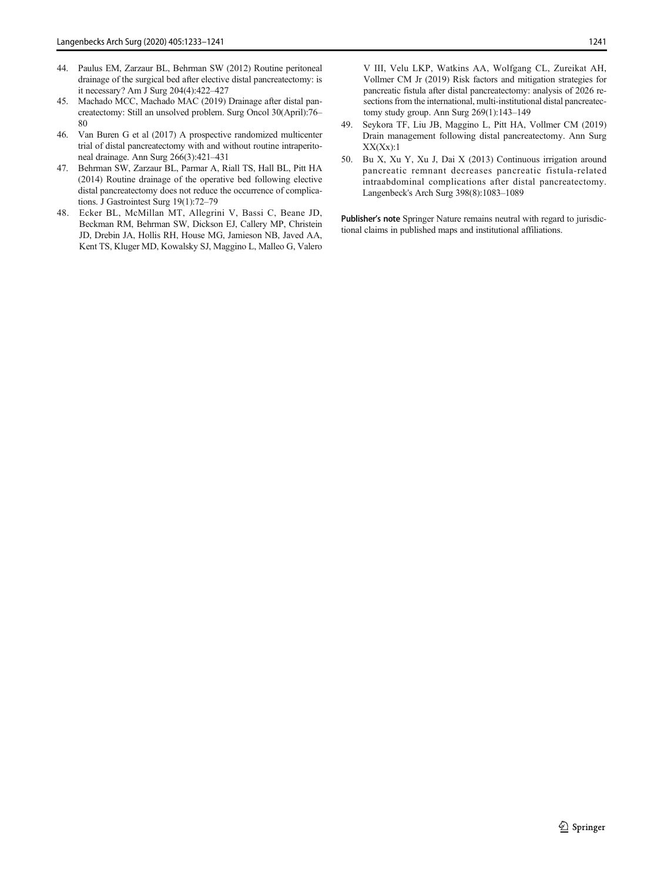44. Paulus EM, Zarzaur BL, Behrman SW (2012) Routine peritoneal drainage of the surgical bed after elective distal pancreatectomy: is it necessary? Am J Surg 204(4):422–427
45. Machado MCC, Machado MAC (2019) Drainage after distal pancreatectomy: Still an unsolved problem. Surg Oncol 30(April):76–80
46. Van Buren G et al (2017) A prospective randomized multicenter trial of distal pancreatectomy with and without routine intraperitoneal drainage. Ann Surg 266(3):421–431
47. Behrman SW, Zarzaur BL, Parmar A, Riall TS, Hall BL, Pitt HA (2014) Routine drainage of the operative bed following elective distal pancreatectomy does not reduce the occurrence of complications. J Gastrointest Surg 19(1):72–79
48. Ecker BL, McMillan MT, Allegrini V, Bassi C, Beane JD, Beckman RM, Behrman SW, Dickson EJ, Callery MP, Christein JD, Drebin JA, Hollis RH, House MG, Jamieson NB, Javed AA, Kent TS, Kluger MD, Kowalsky SJ, Maggino L, Malleo G, Valero V III, Velu LKP, Watkins AA, Wolfgang CL, Zureikat AH, Vollmer CM Jr (2019) Risk factors and mitigation strategies for pancreatic fistula after distal pancreatectomy: analysis of 2026 resections from the international, multi-institutional distal pancreatectomy study group. Ann Surg 269(1):143–149
49. Seykora TF, Liu JB, Maggino L, Pitt HA, Vollmer CM (2019) Drain management following distal pancreatectomy. Ann Surg XX(Xx):1
50. Bu X, Xu Y, Xu J, Dai X (2013) Continuous irrigation around pancreatic remnant decreases pancreatic fistula-related intraabdominal complications after distal pancreatectomy. Langenbeck's Arch Surg 398(8):1083–1089

**Publisher's note** Springer Nature remains neutral with regard to jurisdictional claims in published maps and institutional affiliations.